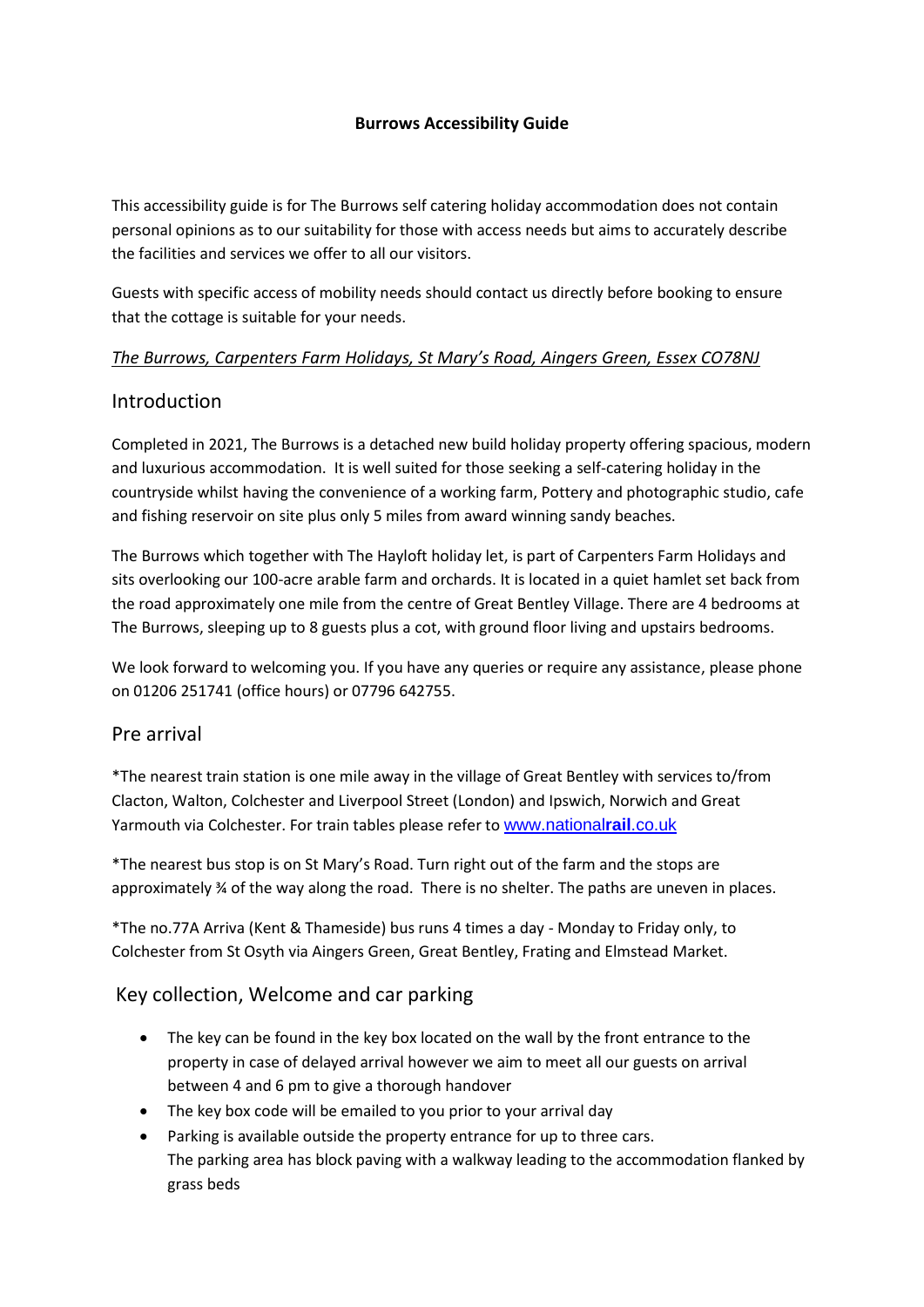**Burrows Accessibility Guide**

This accessibility guide is for The Burrows self catering holiday accommodation does not contain personal opinions as to our suitability for those with access needs but aims to accurately describe the facilities and services we offer to all our visitors.

Guests with specific access of mobility needs should contact us directly before booking to ensure that the cottage is suitable for your needs.

*The Burrows, Carpenters Farm Holidays, St Mary's Road, Aingers Green, Essex CO78NJ*

## Introduction

Completed in 2021, The Burrows is a detached new build holiday property offering spacious, modern and luxurious accommodation. It is well suited for those seeking a self-catering holiday in the countryside whilst having the convenience of a working farm, Pottery and photographic studio, cafe and fishing reservoir on site plus only 5 miles from award winning sandy beaches.

The Burrows which together with The Hayloft holiday let, is part of Carpenters Farm Holidays and sits overlooking our 100-acre arable farm and orchards. It is located in a quiet hamlet set back from the road approximately one mile from the centre of Great Bentley Village. There are 4 bedrooms at The Burrows, sleeping up to 8 guests plus a cot, with ground floor living and upstairs bedrooms.

We look forward to welcoming you. If you have any queries or require any assistance, please phone on 01206 251741 (office hours) or 07796 642755.

## Pre arrival

*The nearest train station is one mile away in the village of Great Bentley with services to/from Clacton, Walton, Colchester and Liverpool Street (London) and Ipswich, Norwich and Great Yarmouth via Colchester. For train tables please refer to www.nationalrail.co.uk

*The nearest bus stop is on St Mary's Road. Turn right out of the farm and the stops are approximately ¾ of the way along the road. There is no shelter. The paths are uneven in places.

*The no.77A Arriva (Kent & Thameside) bus runs 4 times a day - Monday to Friday only, to Colchester from St Osyth via Aingers Green, Great Bentley, Frating and Elmstead Market.

## Key collection, Welcome and car parking

- The key can be found in the key box located on the wall by the front entrance to the property in case of delayed arrival however we aim to meet all our guests on arrival between 4 and 6 pm to give a thorough handover
- The key box code will be emailed to you prior to your arrival day
- Parking is available outside the property entrance for up to three cars.
  The parking area has block paving with a walkway leading to the accommodation flanked by grass beds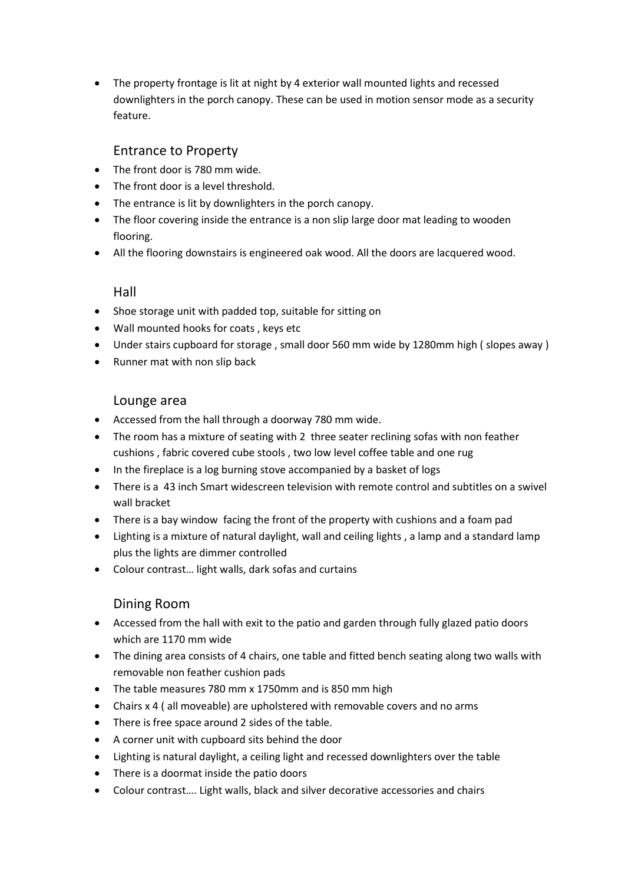- The property frontage is lit at night by 4 exterior wall mounted lights and recessed downlighters in the porch canopy. These can be used in motion sensor mode as a security feature.

## Entrance to Property

- The front door is 780 mm wide.
- The front door is a level threshold.
- The entrance is lit by downlighters in the porch canopy.
- The floor covering inside the entrance is a non slip large door mat leading to wooden flooring.
- All the flooring downstairs is engineered oak wood. All the doors are lacquered wood.

## Hall

- Shoe storage unit with padded top, suitable for sitting on
- Wall mounted hooks for coats , keys etc
- Under stairs cupboard for storage , small door 560 mm wide by 1280mm high ( slopes away )
- Runner mat with non slip back

## Lounge area

- Accessed from the hall through a doorway 780 mm wide.
- The room has a mixture of seating with 2 three seater reclining sofas with non feather cushions , fabric covered cube stools , two low level coffee table and one rug
- In the fireplace is a log burning stove accompanied by a basket of logs
- There is a 43 inch Smart widescreen television with remote control and subtitles on a swivel wall bracket
- There is a bay window facing the front of the property with cushions and a foam pad
- Lighting is a mixture of natural daylight, wall and ceiling lights , a lamp and a standard lamp plus the lights are dimmer controlled
- Colour contrast… light walls, dark sofas and curtains

## Dining Room

- Accessed from the hall with exit to the patio and garden through fully glazed patio doors which are 1170 mm wide
- The dining area consists of 4 chairs, one table and fitted bench seating along two walls with removable non feather cushion pads
- The table measures 780 mm x 1750mm and is 850 mm high
- Chairs x 4 ( all moveable) are upholstered with removable covers and no arms
- There is free space around 2 sides of the table.
- A corner unit with cupboard sits behind the door
- Lighting is natural daylight, a ceiling light and recessed downlighters over the table
- There is a doormat inside the patio doors
- Colour contrast…. Light walls, black and silver decorative accessories and chairs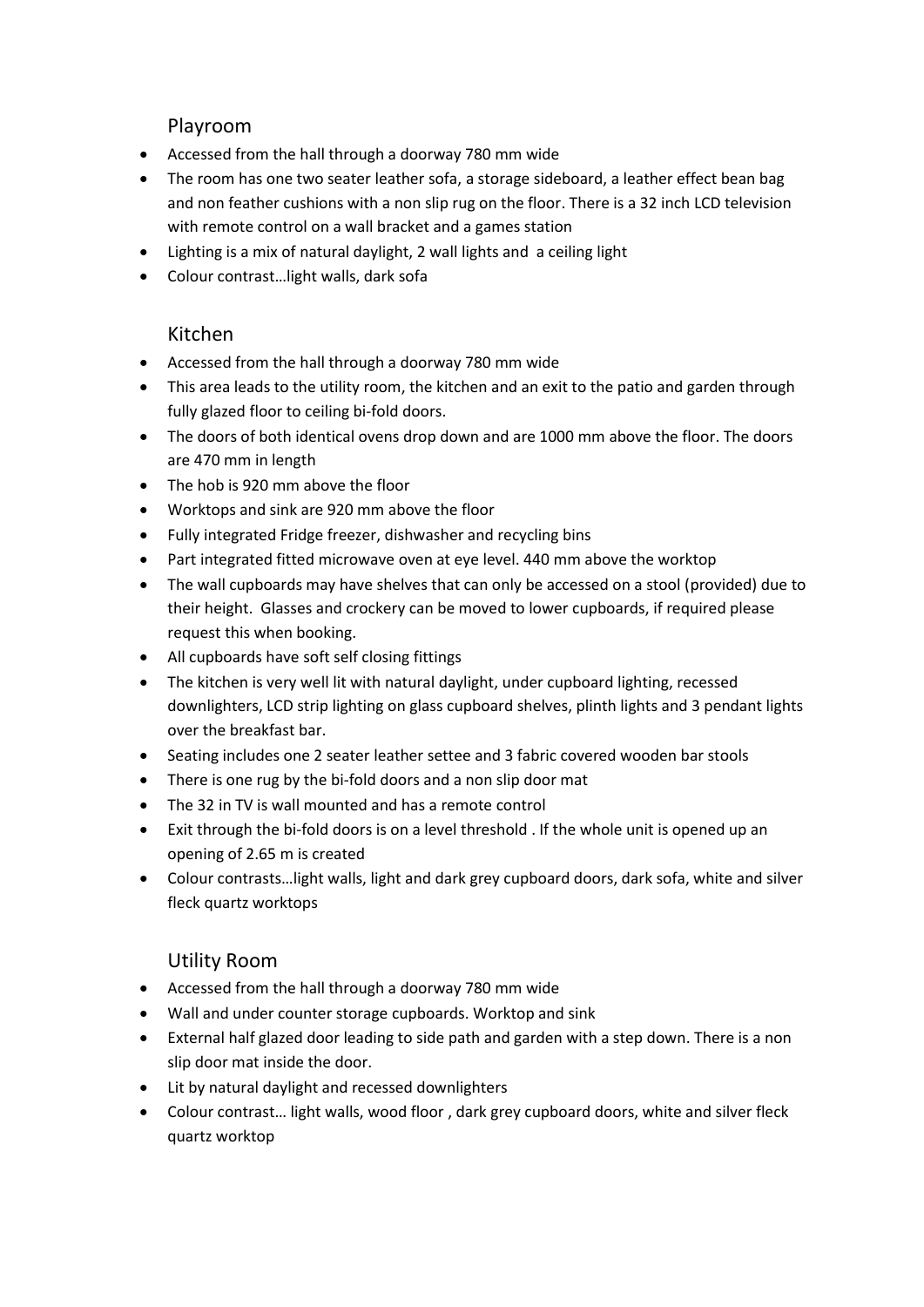## Playroom

- Accessed from the hall through a doorway 780 mm wide
- The room has one two seater leather sofa, a storage sideboard, a leather effect bean bag and non feather cushions with a non slip rug on the floor. There is a 32 inch LCD television with remote control on a wall bracket and a games station
- Lighting is a mix of natural daylight, 2 wall lights and a ceiling light
- Colour contrast…light walls, dark sofa

## Kitchen

- Accessed from the hall through a doorway 780 mm wide
- This area leads to the utility room, the kitchen and an exit to the patio and garden through fully glazed floor to ceiling bi-fold doors.
- The doors of both identical ovens drop down and are 1000 mm above the floor. The doors are 470 mm in length
- The hob is 920 mm above the floor
- Worktops and sink are 920 mm above the floor
- Fully integrated Fridge freezer, dishwasher and recycling bins
- Part integrated fitted microwave oven at eye level. 440 mm above the worktop
- The wall cupboards may have shelves that can only be accessed on a stool (provided) due to their height. Glasses and crockery can be moved to lower cupboards, if required please request this when booking.
- All cupboards have soft self closing fittings
- The kitchen is very well lit with natural daylight, under cupboard lighting, recessed downlighters, LCD strip lighting on glass cupboard shelves, plinth lights and 3 pendant lights over the breakfast bar.
- Seating includes one 2 seater leather settee and 3 fabric covered wooden bar stools
- There is one rug by the bi-fold doors and a non slip door mat
- The 32 in TV is wall mounted and has a remote control
- Exit through the bi-fold doors is on a level threshold . If the whole unit is opened up an opening of 2.65 m is created
- Colour contrasts…light walls, light and dark grey cupboard doors, dark sofa, white and silver fleck quartz worktops

## Utility Room

- Accessed from the hall through a doorway 780 mm wide
- Wall and under counter storage cupboards. Worktop and sink
- External half glazed door leading to side path and garden with a step down. There is a non slip door mat inside the door.
- Lit by natural daylight and recessed downlighters
- Colour contrast… light walls, wood floor , dark grey cupboard doors, white and silver fleck quartz worktop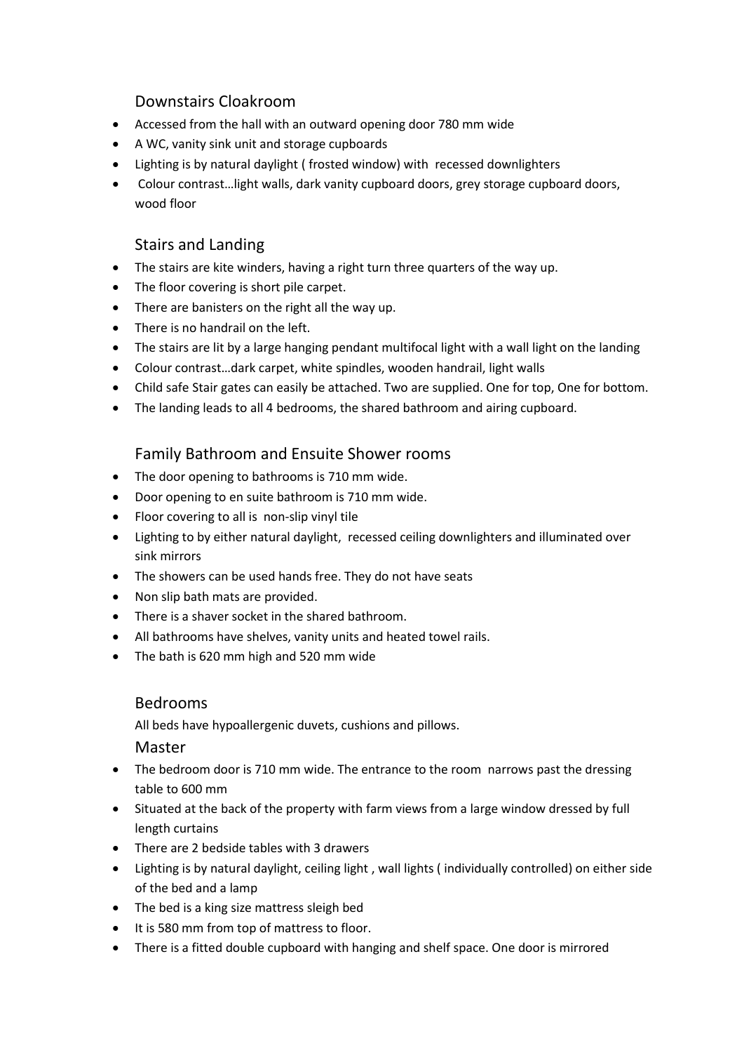## Downstairs Cloakroom

- Accessed from the hall with an outward opening door 780 mm wide
- A WC, vanity sink unit and storage cupboards
- Lighting is by natural daylight ( frosted window) with recessed downlighters
- Colour contrast…light walls, dark vanity cupboard doors, grey storage cupboard doors, wood floor

## Stairs and Landing

- The stairs are kite winders, having a right turn three quarters of the way up.
- The floor covering is short pile carpet.
- There are banisters on the right all the way up.
- There is no handrail on the left.
- The stairs are lit by a large hanging pendant multifocal light with a wall light on the landing
- Colour contrast…dark carpet, white spindles, wooden handrail, light walls
- Child safe Stair gates can easily be attached. Two are supplied. One for top, One for bottom.
- The landing leads to all 4 bedrooms, the shared bathroom and airing cupboard.

## Family Bathroom and Ensuite Shower rooms

- The door opening to bathrooms is 710 mm wide.
- Door opening to en suite bathroom is 710 mm wide.
- Floor covering to all is non-slip vinyl tile
- Lighting to by either natural daylight, recessed ceiling downlighters and illuminated over sink mirrors
- The showers can be used hands free. They do not have seats
- Non slip bath mats are provided.
- There is a shaver socket in the shared bathroom.
- All bathrooms have shelves, vanity units and heated towel rails.
- The bath is 620 mm high and 520 mm wide

## Bedrooms

All beds have hypoallergenic duvets, cushions and pillows.

### Master

- The bedroom door is 710 mm wide. The entrance to the room narrows past the dressing table to 600 mm
- Situated at the back of the property with farm views from a large window dressed by full length curtains
- There are 2 bedside tables with 3 drawers
- Lighting is by natural daylight, ceiling light , wall lights ( individually controlled) on either side of the bed and a lamp
- The bed is a king size mattress sleigh bed
- It is 580 mm from top of mattress to floor.
- There is a fitted double cupboard with hanging and shelf space. One door is mirrored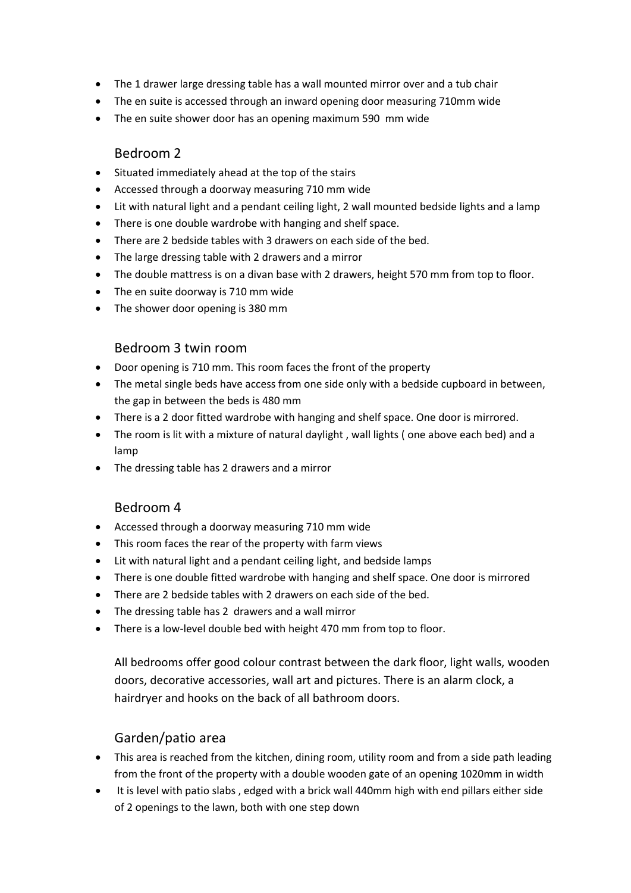- The 1 drawer large dressing table has a wall mounted mirror over and a tub chair
- The en suite is accessed through an inward opening door measuring 710mm wide
- The en suite shower door has an opening maximum 590 mm wide

## Bedroom 2

- Situated immediately ahead at the top of the stairs
- Accessed through a doorway measuring 710 mm wide
- Lit with natural light and a pendant ceiling light, 2 wall mounted bedside lights and a lamp
- There is one double wardrobe with hanging and shelf space.
- There are 2 bedside tables with 3 drawers on each side of the bed.
- The large dressing table with 2 drawers and a mirror
- The double mattress is on a divan base with 2 drawers, height 570 mm from top to floor.
- The en suite doorway is 710 mm wide
- The shower door opening is 380 mm

## Bedroom 3 twin room

- Door opening is 710 mm. This room faces the front of the property
- The metal single beds have access from one side only with a bedside cupboard in between, the gap in between the beds is 480 mm
- There is a 2 door fitted wardrobe with hanging and shelf space. One door is mirrored.
- The room is lit with a mixture of natural daylight , wall lights ( one above each bed) and a lamp
- The dressing table has 2 drawers and a mirror

## Bedroom 4

- Accessed through a doorway measuring 710 mm wide
- This room faces the rear of the property with farm views
- Lit with natural light and a pendant ceiling light, and bedside lamps
- There is one double fitted wardrobe with hanging and shelf space. One door is mirrored
- There are 2 bedside tables with 2 drawers on each side of the bed.
- The dressing table has 2 drawers and a wall mirror
- There is a low-level double bed with height 470 mm from top to floor.

All bedrooms offer good colour contrast between the dark floor, light walls, wooden doors, decorative accessories, wall art and pictures. There is an alarm clock, a hairdryer and hooks on the back of all bathroom doors.

## Garden/patio area

- This area is reached from the kitchen, dining room, utility room and from a side path leading from the front of the property with a double wooden gate of an opening 1020mm in width
- It is level with patio slabs , edged with a brick wall 440mm high with end pillars either side of 2 openings to the lawn, both with one step down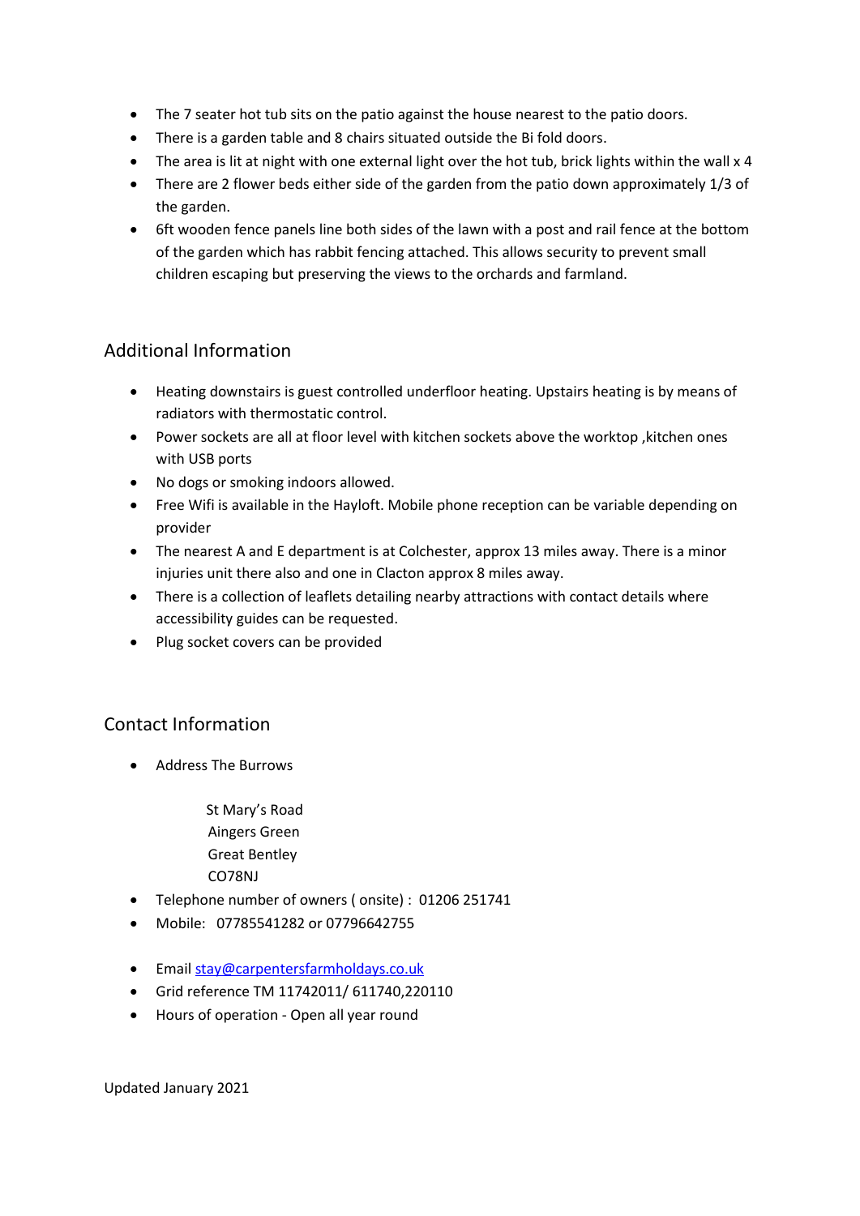- The 7 seater hot tub sits on the patio against the house nearest to the patio doors.
- There is a garden table and 8 chairs situated outside the Bi fold doors.
- The area is lit at night with one external light over the hot tub, brick lights within the wall x 4
- There are 2 flower beds either side of the garden from the patio down approximately 1/3 of the garden.
- 6ft wooden fence panels line both sides of the lawn with a post and rail fence at the bottom of the garden which has rabbit fencing attached. This allows security to prevent small children escaping but preserving the views to the orchards and farmland.

## Additional Information

- Heating downstairs is guest controlled underfloor heating. Upstairs heating is by means of radiators with thermostatic control.
- Power sockets are all at floor level with kitchen sockets above the worktop ,kitchen ones with USB ports
- No dogs or smoking indoors allowed.
- Free Wifi is available in the Hayloft. Mobile phone reception can be variable depending on provider
- The nearest A and E department is at Colchester, approx 13 miles away. There is a minor injuries unit there also and one in Clacton approx 8 miles away.
- There is a collection of leaflets detailing nearby attractions with contact details where accessibility guides can be requested.
- Plug socket covers can be provided

## Contact Information

- Address The Burrows

  St Mary's Road
  Aingers Green
  Great Bentley
  CO78NJ
- Telephone number of owners ( onsite) : 01206 251741
- Mobile: 07785541282 or 07796642755
- Email stay@carpentersfarmholdays.co.uk
- Grid reference TM 11742011/ 611740,220110
- Hours of operation - Open all year round

Updated January 2021